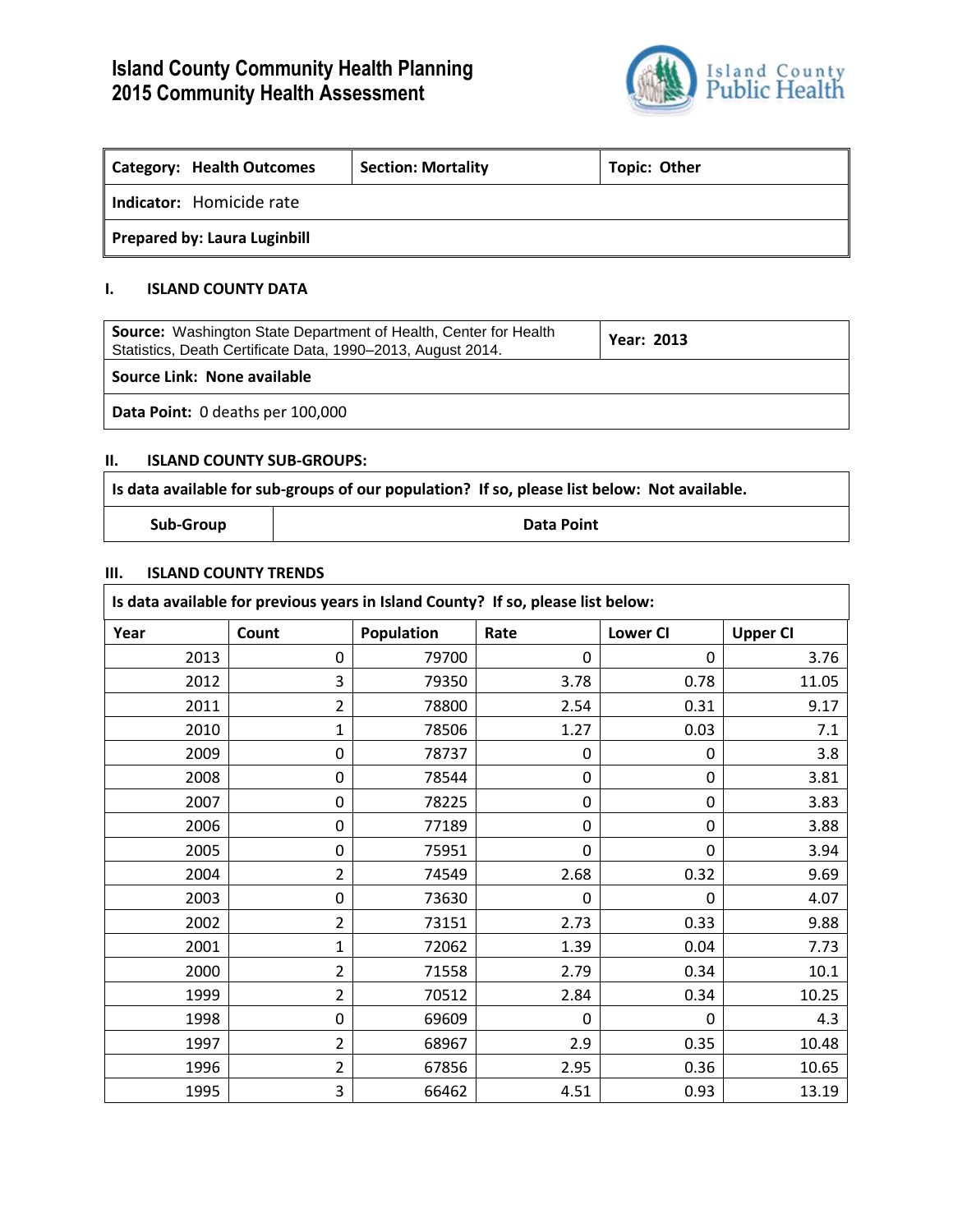# Island County Community Health Planning
# 2015 Community Health Assessment

| | | |
|---|---|---|
| **Category: Health Outcomes** | **Section: Mortality** | **Topic: Other** |
| **Indicator:** Homicide rate | | |
| **Prepared by: Laura Luginbill** | | |

## I. ISLAND COUNTY DATA

| | |
|---|---|
| **Source:** Washington State Department of Health, Center for Health Statistics, Death Certificate Data, 1990–2013, August 2014. | **Year: 2013** |
| **Source Link: None available** | |
| **Data Point:** 0 deaths per 100,000 | |

## II. ISLAND COUNTY SUB-GROUPS:

**Is data available for sub-groups of our population? If so, please list below: Not available.**

| Sub-Group | Data Point |
|---|---|

## III. ISLAND COUNTY TRENDS

**Is data available for previous years in Island County? If so, please list below:**

| Year | Count | Population | Rate | Lower CI | Upper CI |
|---|---|---|---|---|---|
| 2013 | 0 | 79700 | 0 | 0 | 3.76 |
| 2012 | 3 | 79350 | 3.78 | 0.78 | 11.05 |
| 2011 | 2 | 78800 | 2.54 | 0.31 | 9.17 |
| 2010 | 1 | 78506 | 1.27 | 0.03 | 7.1 |
| 2009 | 0 | 78737 | 0 | 0 | 3.8 |
| 2008 | 0 | 78544 | 0 | 0 | 3.81 |
| 2007 | 0 | 78225 | 0 | 0 | 3.83 |
| 2006 | 0 | 77189 | 0 | 0 | 3.88 |
| 2005 | 0 | 75951 | 0 | 0 | 3.94 |
| 2004 | 2 | 74549 | 2.68 | 0.32 | 9.69 |
| 2003 | 0 | 73630 | 0 | 0 | 4.07 |
| 2002 | 2 | 73151 | 2.73 | 0.33 | 9.88 |
| 2001 | 1 | 72062 | 1.39 | 0.04 | 7.73 |
| 2000 | 2 | 71558 | 2.79 | 0.34 | 10.1 |
| 1999 | 2 | 70512 | 2.84 | 0.34 | 10.25 |
| 1998 | 0 | 69609 | 0 | 0 | 4.3 |
| 1997 | 2 | 68967 | 2.9 | 0.35 | 10.48 |
| 1996 | 2 | 67856 | 2.95 | 0.36 | 10.65 |
| 1995 | 3 | 66462 | 4.51 | 0.93 | 13.19 |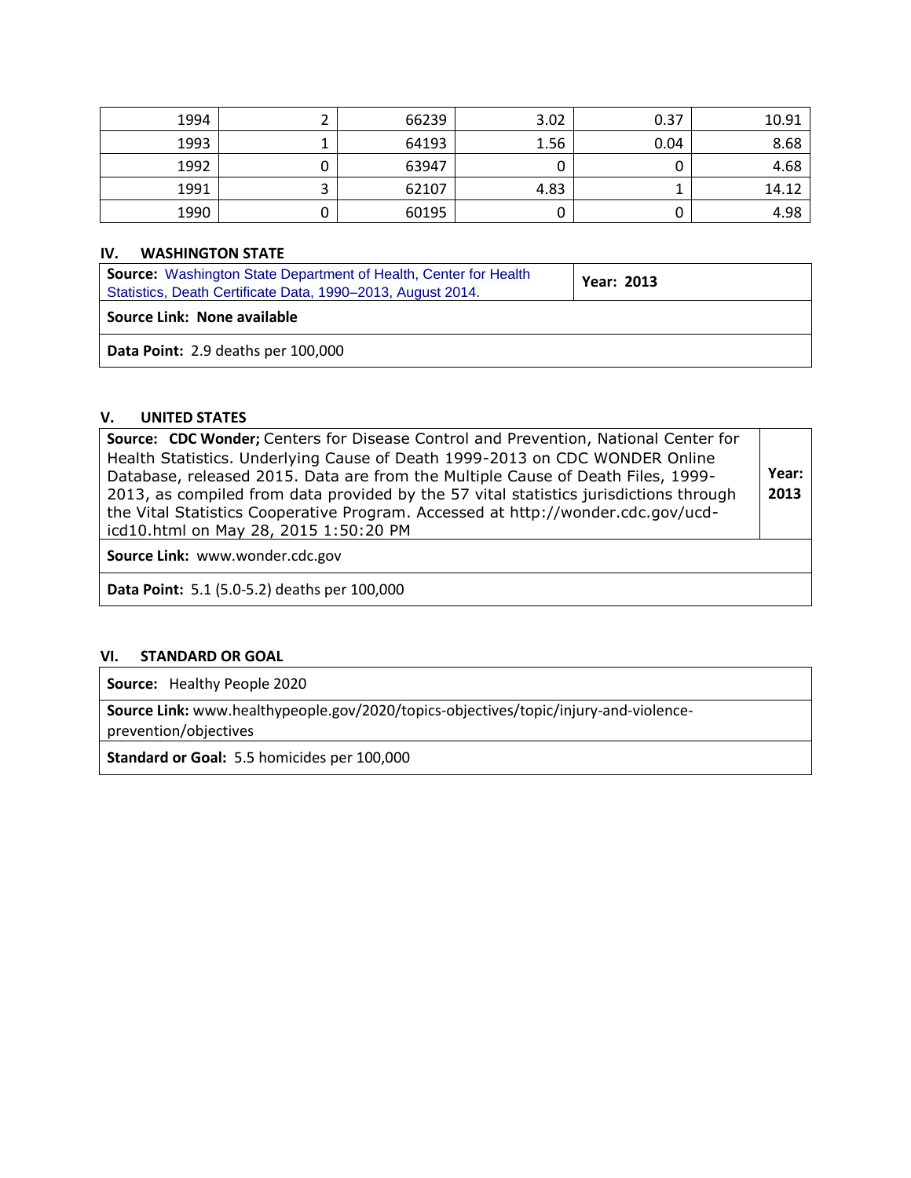| | | | | | |
|---|---|---|---|---|---|
| 1994 | 2 | 66239 | 3.02 | 0.37 | 10.91 |
| 1993 | 1 | 64193 | 1.56 | 0.04 | 8.68 |
| 1992 | 0 | 63947 | 0 | 0 | 4.68 |
| 1991 | 3 | 62107 | 4.83 | 1 | 14.12 |
| 1990 | 0 | 60195 | 0 | 0 | 4.98 |

### IV. WASHINGTON STATE

| | |
|---|---|
| **Source:** Washington State Department of Health, Center for Health Statistics, Death Certificate Data, 1990–2013, August 2014. | **Year: 2013** |
| **Source Link: None available** | |
| **Data Point:** 2.9 deaths per 100,000 | |

### V. UNITED STATES

| | |
|---|---|
| **Source: CDC Wonder;** Centers for Disease Control and Prevention, National Center for Health Statistics. Underlying Cause of Death 1999-2013 on CDC WONDER Online Database, released 2015. Data are from the Multiple Cause of Death Files, 1999-2013, as compiled from data provided by the 57 vital statistics jurisdictions through the Vital Statistics Cooperative Program. Accessed at http://wonder.cdc.gov/ucd-icd10.html on May 28, 2015 1:50:20 PM | **Year: 2013** |
| **Source Link:** www.wonder.cdc.gov | |
| **Data Point:** 5.1 (5.0-5.2) deaths per 100,000 | |

### VI. STANDARD OR GOAL

| |
|---|
| **Source:** Healthy People 2020 |
| **Source Link:** www.healthypeople.gov/2020/topics-objectives/topic/injury-and-violence-prevention/objectives |
| **Standard or Goal:** 5.5 homicides per 100,000 |